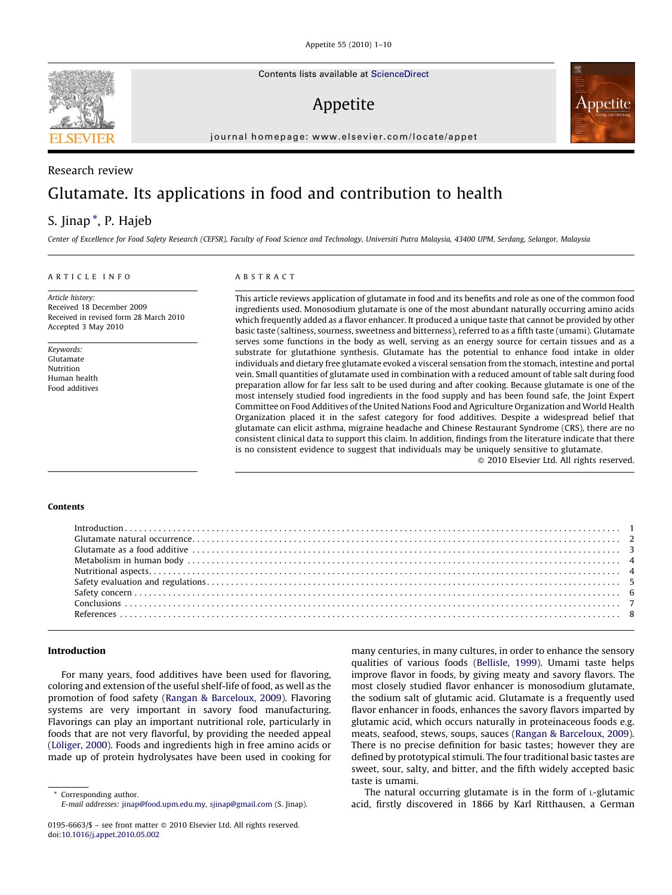Research review

# Glutamate. Its applications in food and contribution to health

S. Jinap *, P. Hajeb

*Center of Excellence for Food Safety Research (CEFSR), Faculty of Food Science and Technology, Universiti Putra Malaysia, 43400 UPM, Serdang, Selangor, Malaysia*

ARTICLE INFO

*Article history:*
Received 18 December 2009
Received in revised form 28 March 2010
Accepted 3 May 2010

*Keywords:*
Glutamate
Nutrition
Human health
Food additives

ABSTRACT

This article reviews application of glutamate in food and its benefits and role as one of the common food ingredients used. Monosodium glutamate is one of the most abundant naturally occurring amino acids which frequently added as a flavor enhancer. It produced a unique taste that cannot be provided by other basic taste (saltiness, sourness, sweetness and bitterness), referred to as a fifth taste (umami). Glutamate serves some functions in the body as well, serving as an energy source for certain tissues and as a substrate for glutathione synthesis. Glutamate has the potential to enhance food intake in older individuals and dietary free glutamate evoked a visceral sensation from the stomach, intestine and portal vein. Small quantities of glutamate used in combination with a reduced amount of table salt during food preparation allow for far less salt to be used during and after cooking. Because glutamate is one of the most intensely studied food ingredients in the food supply and has been found safe, the Joint Expert Committee on Food Additives of the United Nations Food and Agriculture Organization and World Health Organization placed it in the safest category for food additives. Despite a widespread belief that glutamate can elicit asthma, migraine headache and Chinese Restaurant Syndrome (CRS), there are no consistent clinical data to support this claim. In addition, findings from the literature indicate that there is no consistent evidence to suggest that individuals may be uniquely sensitive to glutamate.

© 2010 Elsevier Ltd. All rights reserved.

**Contents**

Introduction . . . 1
Glutamate natural occurrence . . . 2
Glutamate as a food additive . . . 3
Metabolism in human body . . . 4
Nutritional aspects . . . 4
Safety evaluation and regulations . . . 5
Safety concern . . . 6
Conclusions . . . 7
References . . . 8

## Introduction

For many years, food additives have been used for flavoring, coloring and extension of the useful shelf-life of food, as well as the promotion of food safety (Rangan & Barceloux, 2009). Flavoring systems are very important in savory food manufacturing. Flavorings can play an important nutritional role, particularly in foods that are not very flavorful, by providing the needed appeal (Löliger, 2000). Foods and ingredients high in free amino acids or made up of protein hydrolysates have been used in cooking for many centuries, in many cultures, in order to enhance the sensory qualities of various foods (Bellisle, 1999). Umami taste helps improve flavor in foods, by giving meaty and savory flavors. The most closely studied flavor enhancer is monosodium glutamate, the sodium salt of glutamic acid. Glutamate is a frequently used flavor enhancer in foods, enhances the savory flavors imparted by glutamic acid, which occurs naturally in proteinaceous foods e.g. meats, seafood, stews, soups, sauces (Rangan & Barceloux, 2009). There is no precise definition for basic tastes; however they are defined by prototypical stimuli. The four traditional basic tastes are sweet, sour, salty, and bitter, and the fifth widely accepted basic taste is umami.

The natural occurring glutamate is in the form of L-glutamic acid, firstly discovered in 1866 by Karl Ritthausen, a German

* Corresponding author.
E-mail addresses: jinap@food.upm.edu.my, sjinap@gmail.com (S. Jinap).

0195-6663/$ – see front matter © 2010 Elsevier Ltd. All rights reserved.
doi:10.1016/j.appet.2010.05.002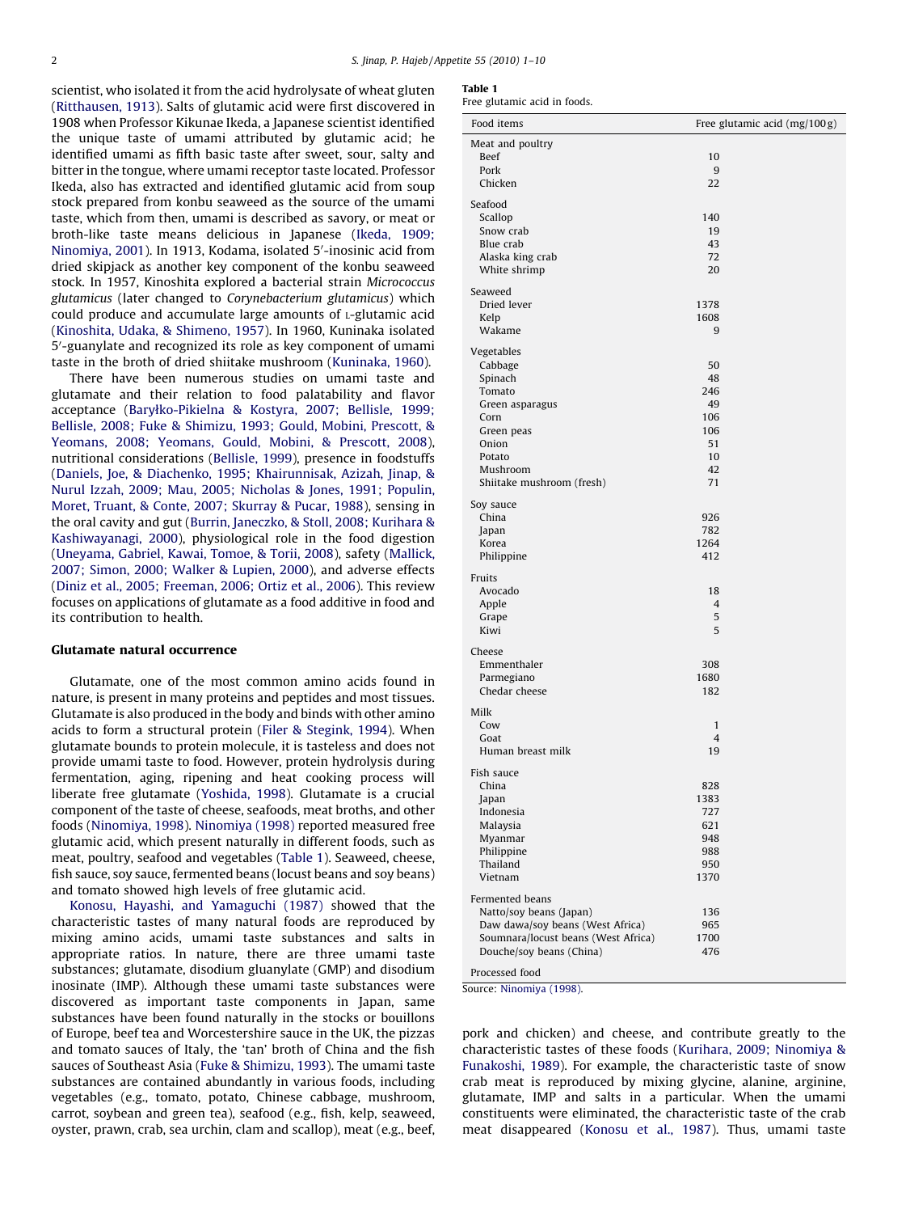scientist, who isolated it from the acid hydrolysate of wheat gluten (Ritthausen, 1913). Salts of glutamic acid were first discovered in 1908 when Professor Kikunae Ikeda, a Japanese scientist identified the unique taste of umami attributed by glutamic acid; he identified umami as fifth basic taste after sweet, sour, salty and bitter in the tongue, where umami receptor taste located. Professor Ikeda, also has extracted and identified glutamic acid from soup stock prepared from konbu seaweed as the source of the umami taste, which from then, umami is described as savory, or meat or broth-like taste means delicious in Japanese (Ikeda, 1909; Ninomiya, 2001). In 1913, Kodama, isolated 5′-inosinic acid from dried skipjack as another key component of the konbu seaweed stock. In 1957, Kinoshita explored a bacterial strain *Micrococcus glutamicus* (later changed to *Corynebacterium glutamicus*) which could produce and accumulate large amounts of L-glutamic acid (Kinoshita, Udaka, & Shimeno, 1957). In 1960, Kuninaka isolated 5′-guanylate and recognized its role as key component of umami taste in the broth of dried shiitake mushroom (Kuninaka, 1960).

There have been numerous studies on umami taste and glutamate and their relation to food palatability and flavor acceptance (Baryłko-Pikielna & Kostyra, 2007; Bellisle, 1999; Bellisle, 2008; Fuke & Shimizu, 1993; Gould, Mobini, Prescott, & Yeomans, 2008; Yeomans, Gould, Mobini, & Prescott, 2008), nutritional considerations (Bellisle, 1999), presence in foodstuffs (Daniels, Joe, & Diachenko, 1995; Khairunnisak, Azizah, Jinap, & Nurul Izzah, 2009; Mau, 2005; Nicholas & Jones, 1991; Populin, Moret, Truant, & Conte, 2007; Skurray & Pucar, 1988), sensing in the oral cavity and gut (Burrin, Janeczko, & Stoll, 2008; Kurihara & Kashiwayanagi, 2000), physiological role in the food digestion (Uneyama, Gabriel, Kawai, Tomoe, & Torii, 2008), safety (Mallick, 2007; Simon, 2000; Walker & Lupien, 2000), and adverse effects (Diniz et al., 2005; Freeman, 2006; Ortiz et al., 2006). This review focuses on applications of glutamate as a food additive in food and its contribution to health.

## Glutamate natural occurrence

Glutamate, one of the most common amino acids found in nature, is present in many proteins and peptides and most tissues. Glutamate is also produced in the body and binds with other amino acids to form a structural protein (Filer & Stegink, 1994). When glutamate bounds to protein molecule, it is tasteless and does not provide umami taste to food. However, protein hydrolysis during fermentation, aging, ripening and heat cooking process will liberate free glutamate (Yoshida, 1998). Glutamate is a crucial component of the taste of cheese, seafoods, meat broths, and other foods (Ninomiya, 1998). Ninomiya (1998) reported measured free glutamic acid, which present naturally in different foods, such as meat, poultry, seafood and vegetables (Table 1). Seaweed, cheese, fish sauce, soy sauce, fermented beans (locust beans and soy beans) and tomato showed high levels of free glutamic acid.

Konosu, Hayashi, and Yamaguchi (1987) showed that the characteristic tastes of many natural foods are reproduced by mixing amino acids, umami taste substances and salts in appropriate ratios. In nature, there are three umami taste substances; glutamate, disodium gluanylate (GMP) and disodium inosinate (IMP). Although these umami taste substances were discovered as important taste components in Japan, same substances have been found naturally in the stocks or bouillons of Europe, beef tea and Worcestershire sauce in the UK, the pizzas and tomato sauces of Italy, the 'tan' broth of China and the fish sauces of Southeast Asia (Fuke & Shimizu, 1993). The umami taste substances are contained abundantly in various foods, including vegetables (e.g., tomato, potato, Chinese cabbage, mushroom, carrot, soybean and green tea), seafood (e.g., fish, kelp, seaweed, oyster, prawn, crab, sea urchin, clam and scallop), meat (e.g., beef, pork and chicken) and cheese, and contribute greatly to the characteristic tastes of these foods (Kurihara, 2009; Ninomiya & Funakoshi, 1989). For example, the characteristic taste of snow crab meat is reproduced by mixing glycine, alanine, arginine, glutamate, IMP and salts in a particular. When the umami constituents were eliminated, the characteristic taste of the crab meat disappeared (Konosu et al., 1987). Thus, umami taste

**Table 1**
Free glutamic acid in foods.

| Food items | Free glutamic acid (mg/100 g) |
|---|---|
| Meat and poultry | |
| Beef | 10 |
| Pork | 9 |
| Chicken | 22 |
| Seafood | |
| Scallop | 140 |
| Snow crab | 19 |
| Blue crab | 43 |
| Alaska king crab | 72 |
| White shrimp | 20 |
| Seaweed | |
| Dried lever | 1378 |
| Kelp | 1608 |
| Wakame | 9 |
| Vegetables | |
| Cabbage | 50 |
| Spinach | 48 |
| Tomato | 246 |
| Green asparagus | 49 |
| Corn | 106 |
| Green peas | 106 |
| Onion | 51 |
| Potato | 10 |
| Mushroom | 42 |
| Shiitake mushroom (fresh) | 71 |
| Soy sauce | |
| China | 926 |
| Japan | 782 |
| Korea | 1264 |
| Philippine | 412 |
| Fruits | |
| Avocado | 18 |
| Apple | 4 |
| Grape | 5 |
| Kiwi | 5 |
| Cheese | |
| Emmenthaler | 308 |
| Parmegiano | 1680 |
| Chedar cheese | 182 |
| Milk | |
| Cow | 1 |
| Goat | 4 |
| Human breast milk | 19 |
| Fish sauce | |
| China | 828 |
| Japan | 1383 |
| Indonesia | 727 |
| Malaysia | 621 |
| Myanmar | 948 |
| Philippine | 988 |
| Thailand | 950 |
| Vietnam | 1370 |
| Fermented beans | |
| Natto/soy beans (Japan) | 136 |
| Daw dawa/soy beans (West Africa) | 965 |
| Soumnara/locust beans (West Africa) | 1700 |
| Douche/soy beans (China) | 476 |
| Processed food | |

Source: Ninomiya (1998).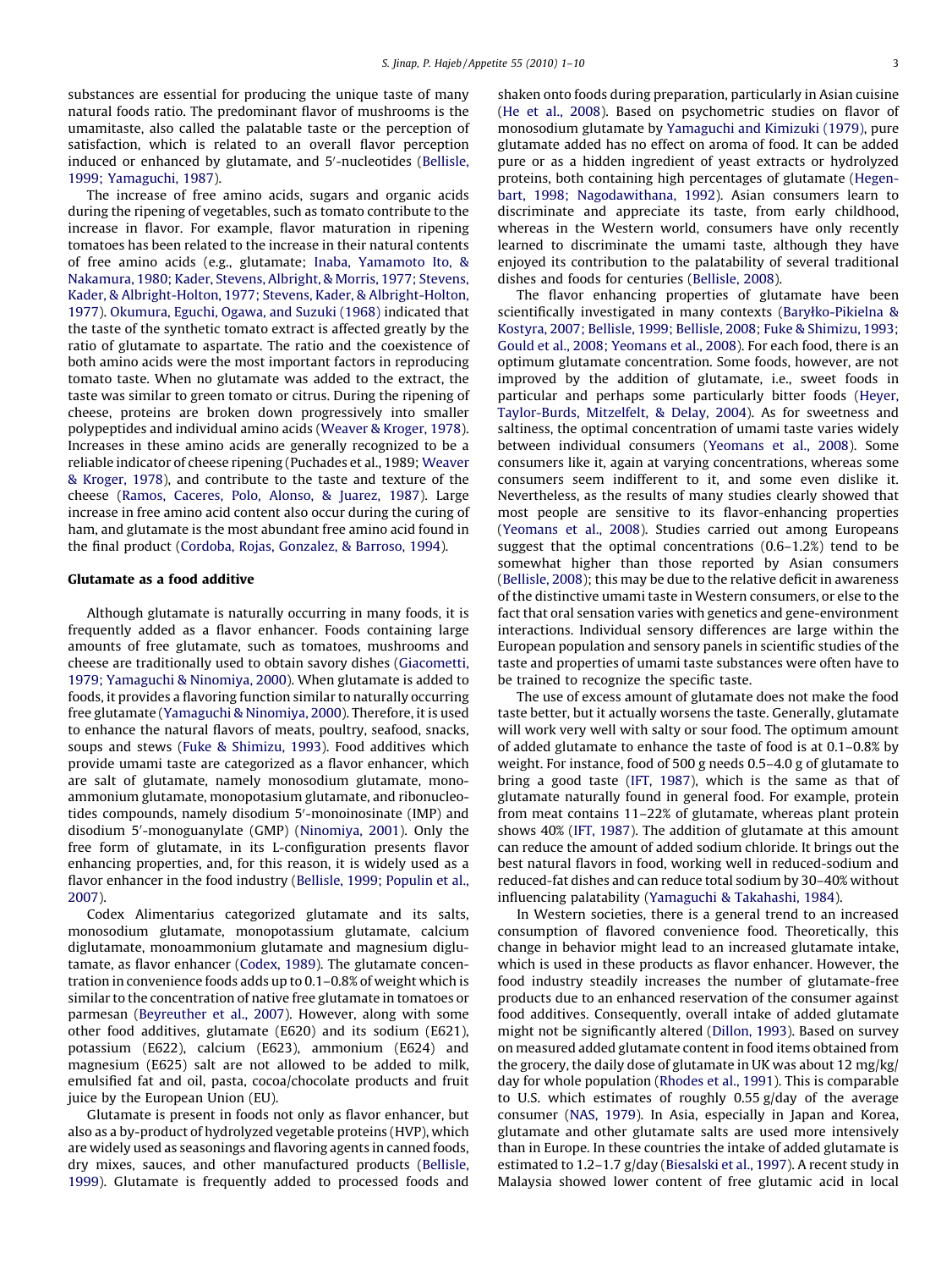substances are essential for producing the unique taste of many natural foods ratio. The predominant flavor of mushrooms is the umamitaste, also called the palatable taste or the perception of satisfaction, which is related to an overall flavor perception induced or enhanced by glutamate, and 5′-nucleotides (Bellisle, 1999; Yamaguchi, 1987).

The increase of free amino acids, sugars and organic acids during the ripening of vegetables, such as tomato contribute to the increase in flavor. For example, flavor maturation in ripening tomatoes has been related to the increase in their natural contents of free amino acids (e.g., glutamate; Inaba, Yamamoto Ito, & Nakamura, 1980; Kader, Stevens, Albright, & Morris, 1977; Stevens, Kader, & Albright-Holton, 1977; Stevens, Kader, & Albright-Holton, 1977). Okumura, Eguchi, Ogawa, and Suzuki (1968) indicated that the taste of the synthetic tomato extract is affected greatly by the ratio of glutamate to aspartate. The ratio and the coexistence of both amino acids were the most important factors in reproducing tomato taste. When no glutamate was added to the extract, the taste was similar to green tomato or citrus. During the ripening of cheese, proteins are broken down progressively into smaller polypeptides and individual amino acids (Weaver & Kroger, 1978). Increases in these amino acids are generally recognized to be a reliable indicator of cheese ripening (Puchades et al., 1989; Weaver & Kroger, 1978), and contribute to the taste and texture of the cheese (Ramos, Caceres, Polo, Alonso, & Juarez, 1987). Large increase in free amino acid content also occur during the curing of ham, and glutamate is the most abundant free amino acid found in the final product (Cordoba, Rojas, Gonzalez, & Barroso, 1994).

## Glutamate as a food additive

Although glutamate is naturally occurring in many foods, it is frequently added as a flavor enhancer. Foods containing large amounts of free glutamate, such as tomatoes, mushrooms and cheese are traditionally used to obtain savory dishes (Giacometti, 1979; Yamaguchi & Ninomiya, 2000). When glutamate is added to foods, it provides a flavoring function similar to naturally occurring free glutamate (Yamaguchi & Ninomiya, 2000). Therefore, it is used to enhance the natural flavors of meats, poultry, seafood, snacks, soups and stews (Fuke & Shimizu, 1993). Food additives which provide umami taste are categorized as a flavor enhancer, which are salt of glutamate, namely monosodium glutamate, monoammonium glutamate, monopotasium glutamate, and ribonucleotides compounds, namely disodium 5′-monoinosinate (IMP) and disodium 5′-monoguanylate (GMP) (Ninomiya, 2001). Only the free form of glutamate, in its L-configuration presents flavor enhancing properties, and, for this reason, it is widely used as a flavor enhancer in the food industry (Bellisle, 1999; Populin et al., 2007).

Codex Alimentarius categorized glutamate and its salts, monosodium glutamate, monopotassium glutamate, calcium diglutamate, monoammonium glutamate and magnesium diglutamate, as flavor enhancer (Codex, 1989). The glutamate concentration in convenience foods adds up to 0.1–0.8% of weight which is similar to the concentration of native free glutamate in tomatoes or parmesan (Beyreuther et al., 2007). However, along with some other food additives, glutamate (E620) and its sodium (E621), potassium (E622), calcium (E623), ammonium (E624) and magnesium (E625) salt are not allowed to be added to milk, emulsified fat and oil, pasta, cocoa/chocolate products and fruit juice by the European Union (EU).

Glutamate is present in foods not only as flavor enhancer, but also as a by-product of hydrolyzed vegetable proteins (HVP), which are widely used as seasonings and flavoring agents in canned foods, dry mixes, sauces, and other manufactured products (Bellisle, 1999). Glutamate is frequently added to processed foods and shaken onto foods during preparation, particularly in Asian cuisine (He et al., 2008). Based on psychometric studies on flavor of monosodium glutamate by Yamaguchi and Kimizuki (1979), pure glutamate added has no effect on aroma of food. It can be added pure or as a hidden ingredient of yeast extracts or hydrolyzed proteins, both containing high percentages of glutamate (Hegenbart, 1998; Nagodawithana, 1992). Asian consumers learn to discriminate and appreciate its taste, from early childhood, whereas in the Western world, consumers have only recently learned to discriminate the umami taste, although they have enjoyed its contribution to the palatability of several traditional dishes and foods for centuries (Bellisle, 2008).

The flavor enhancing properties of glutamate have been scientifically investigated in many contexts (Baryłko-Pikielna & Kostyra, 2007; Bellisle, 1999; Bellisle, 2008; Fuke & Shimizu, 1993; Gould et al., 2008; Yeomans et al., 2008). For each food, there is an optimum glutamate concentration. Some foods, however, are not improved by the addition of glutamate, i.e., sweet foods in particular and perhaps some particularly bitter foods (Heyer, Taylor-Burds, Mitzelfelt, & Delay, 2004). As for sweetness and saltiness, the optimal concentration of umami taste varies widely between individual consumers (Yeomans et al., 2008). Some consumers like it, again at varying concentrations, whereas some consumers seem indifferent to it, and some even dislike it. Nevertheless, as the results of many studies clearly showed that most people are sensitive to its flavor-enhancing properties (Yeomans et al., 2008). Studies carried out among Europeans suggest that the optimal concentrations (0.6–1.2%) tend to be somewhat higher than those reported by Asian consumers (Bellisle, 2008); this may be due to the relative deficit in awareness of the distinctive umami taste in Western consumers, or else to the fact that oral sensation varies with genetics and gene-environment interactions. Individual sensory differences are large within the European population and sensory panels in scientific studies of the taste and properties of umami taste substances were often have to be trained to recognize the specific taste.

The use of excess amount of glutamate does not make the food taste better, but it actually worsens the taste. Generally, glutamate will work very well with salty or sour food. The optimum amount of added glutamate to enhance the taste of food is at 0.1–0.8% by weight. For instance, food of 500 g needs 0.5–4.0 g of glutamate to bring a good taste (IFT, 1987), which is the same as that of glutamate naturally found in general food. For example, protein from meat contains 11–22% of glutamate, whereas plant protein shows 40% (IFT, 1987). The addition of glutamate at this amount can reduce the amount of added sodium chloride. It brings out the best natural flavors in food, working well in reduced-sodium and reduced-fat dishes and can reduce total sodium by 30–40% without influencing palatability (Yamaguchi & Takahashi, 1984).

In Western societies, there is a general trend to an increased consumption of flavored convenience food. Theoretically, this change in behavior might lead to an increased glutamate intake, which is used in these products as flavor enhancer. However, the food industry steadily increases the number of glutamate-free products due to an enhanced reservation of the consumer against food additives. Consequently, overall intake of added glutamate might not be significantly altered (Dillon, 1993). Based on survey on measured added glutamate content in food items obtained from the grocery, the daily dose of glutamate in UK was about 12 mg/kg/day for whole population (Rhodes et al., 1991). This is comparable to U.S. which estimates of roughly 0.55 g/day of the average consumer (NAS, 1979). In Asia, especially in Japan and Korea, glutamate and other glutamate salts are used more intensively than in Europe. In these countries the intake of added glutamate is estimated to 1.2–1.7 g/day (Biesalski et al., 1997). A recent study in Malaysia showed lower content of free glutamic acid in local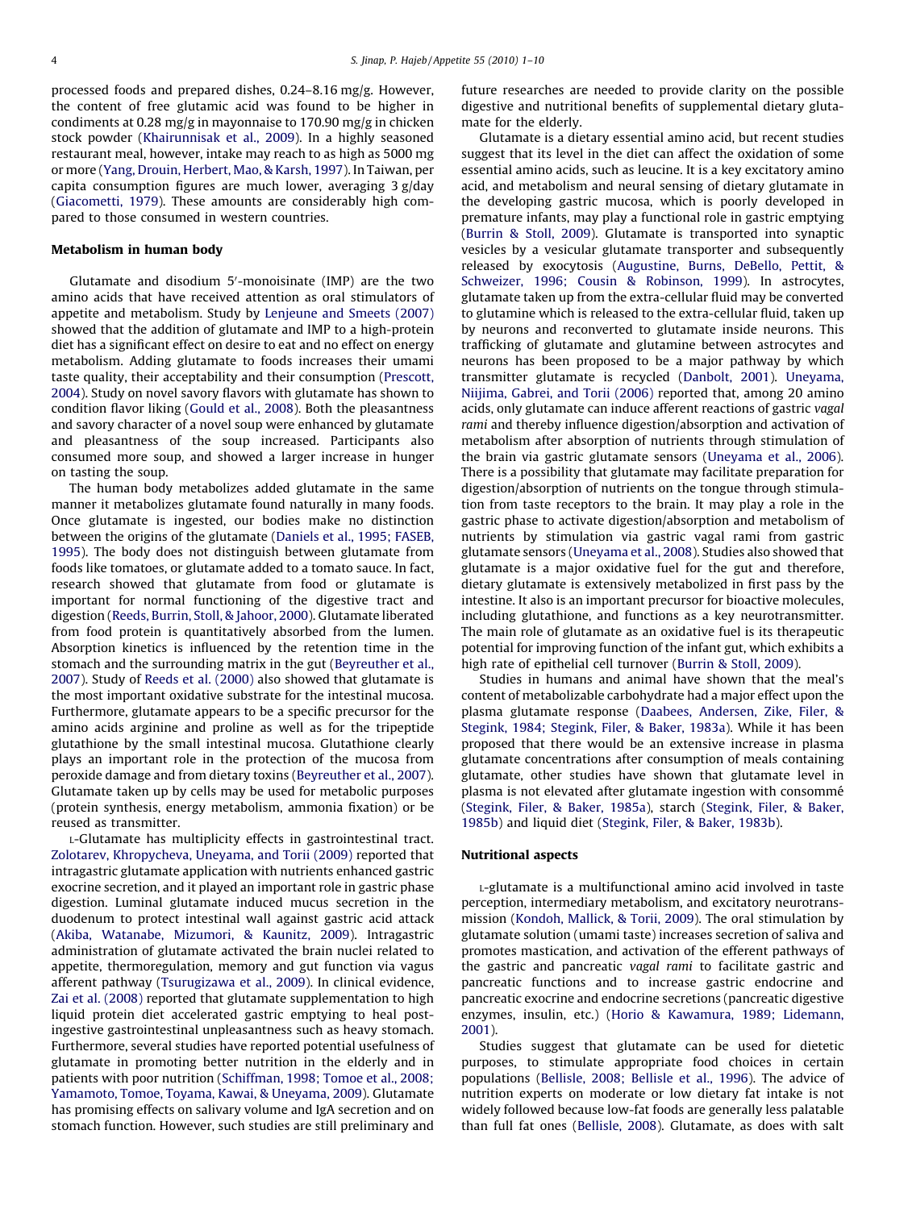processed foods and prepared dishes, 0.24–8.16 mg/g. However, the content of free glutamic acid was found to be higher in condiments at 0.28 mg/g in mayonnaise to 170.90 mg/g in chicken stock powder (Khairunnisak et al., 2009). In a highly seasoned restaurant meal, however, intake may reach to as high as 5000 mg or more (Yang, Drouin, Herbert, Mao, & Karsh, 1997). In Taiwan, per capita consumption figures are much lower, averaging 3 g/day (Giacometti, 1979). These amounts are considerably high compared to those consumed in western countries.

## Metabolism in human body

Glutamate and disodium 5′-monoinsinate (IMP) are the two amino acids that have received attention as oral stimulators of appetite and metabolism. Study by Lenjeune and Smeets (2007) showed that the addition of glutamate and IMP to a high-protein diet has a significant effect on desire to eat and no effect on energy metabolism. Adding glutamate to foods increases their umami taste quality, their acceptability and their consumption (Prescott, 2004). Study on novel savory flavors with glutamate has shown to condition flavor liking (Gould et al., 2008). Both the pleasantness and savory character of a novel soup were enhanced by glutamate and pleasantness of the soup increased. Participants also consumed more soup, and showed a larger increase in hunger on tasting the soup.

The human body metabolizes added glutamate in the same manner it metabolizes glutamate found naturally in many foods. Once glutamate is ingested, our bodies make no distinction between the origins of the glutamate (Daniels et al., 1995; FASEB, 1995). The body does not distinguish between glutamate from foods like tomatoes, or glutamate added to a tomato sauce. In fact, research showed that glutamate from food or glutamate is important for normal functioning of the digestive tract and digestion (Reeds, Burrin, Stoll, & Jahoor, 2000). Glutamate liberated from food protein is quantitatively absorbed from the lumen. Absorption kinetics is influenced by the retention time in the stomach and the surrounding matrix in the gut (Beyreuther et al., 2007). Study of Reeds et al. (2000) also showed that glutamate is the most important oxidative substrate for the intestinal mucosa. Furthermore, glutamate appears to be a specific precursor for the amino acids arginine and proline as well as for the tripeptide glutathione by the small intestinal mucosa. Glutathione clearly plays an important role in the protection of the mucosa from peroxide damage and from dietary toxins (Beyreuther et al., 2007). Glutamate taken up by cells may be used for metabolic purposes (protein synthesis, energy metabolism, ammonia fixation) or be reused as transmitter.

L-Glutamate has multiplicity effects in gastrointestinal tract. Zolotarev, Khropycheva, Uneyama, and Torii (2009) reported that intragastric glutamate application with nutrients enhanced gastric exocrine secretion, and it played an important role in gastric phase digestion. Luminal glutamate induced mucus secretion in the duodenum to protect intestinal wall against gastric acid attack (Akiba, Watanabe, Mizumori, & Kaunitz, 2009). Intragastric administration of glutamate activated the brain nuclei related to appetite, thermoregulation, memory and gut function via vagus afferent pathway (Tsurugizawa et al., 2009). In clinical evidence, Zai et al. (2008) reported that glutamate supplementation to high liquid protein diet accelerated gastric emptying to heal post-ingestive gastrointestinal unpleasantness such as heavy stomach. Furthermore, several studies have reported potential usefulness of glutamate in promoting better nutrition in the elderly and in patients with poor nutrition (Schiffman, 1998; Tomoe et al., 2008; Yamamoto, Tomoe, Toyama, Kawai, & Uneyama, 2009). Glutamate has promising effects on salivary volume and IgA secretion and on stomach function. However, such studies are still preliminary and future researches are needed to provide clarity on the possible digestive and nutritional benefits of supplemental dietary glutamate for the elderly.

Glutamate is a dietary essential amino acid, but recent studies suggest that its level in the diet can affect the oxidation of some essential amino acids, such as leucine. It is a key excitatory amino acid, and metabolism and neural sensing of dietary glutamate in the developing gastric mucosa, which is poorly developed in premature infants, may play a functional role in gastric emptying (Burrin & Stoll, 2009). Glutamate is transported into synaptic vesicles by a vesicular glutamate transporter and subsequently released by exocytosis (Augustine, Burns, DeBello, Pettit, & Schweizer, 1996; Cousin & Robinson, 1999). In astrocytes, glutamate taken up from the extra-cellular fluid may be converted to glutamine which is released to the extra-cellular fluid, taken up by neurons and reconverted to glutamate inside neurons. This trafficking of glutamate and glutamine between astrocytes and neurons has been proposed to be a major pathway by which transmitter glutamate is recycled (Danbolt, 2001). Uneyama, Niijima, Gabrei, and Torii (2006) reported that, among 20 amino acids, only glutamate can induce afferent reactions of gastric *vagal rami* and thereby influence digestion/absorption and activation of metabolism after absorption of nutrients through stimulation of the brain via gastric glutamate sensors (Uneyama et al., 2006). There is a possibility that glutamate may facilitate preparation for digestion/absorption of nutrients on the tongue through stimulation from taste receptors to the brain. It may play a role in the gastric phase to activate digestion/absorption and metabolism of nutrients by stimulation via gastric vagal rami from gastric glutamate sensors (Uneyama et al., 2008). Studies also showed that glutamate is a major oxidative fuel for the gut and therefore, dietary glutamate is extensively metabolized in first pass by the intestine. It also is an important precursor for bioactive molecules, including glutathione, and functions as a key neurotransmitter. The main role of glutamate as an oxidative fuel is its therapeutic potential for improving function of the infant gut, which exhibits a high rate of epithelial cell turnover (Burrin & Stoll, 2009).

Studies in humans and animal have shown that the meal's content of metabolizable carbohydrate had a major effect upon the plasma glutamate response (Daabees, Andersen, Zike, Filer, & Stegink, 1984; Stegink, Filer, & Baker, 1983a). While it has been proposed that there would be an extensive increase in plasma glutamate concentrations after consumption of meals containing glutamate, other studies have shown that glutamate level in plasma is not elevated after glutamate ingestion with consommé (Stegink, Filer, & Baker, 1985a), starch (Stegink, Filer, & Baker, 1985b) and liquid diet (Stegink, Filer, & Baker, 1983b).

## Nutritional aspects

L-glutamate is a multifunctional amino acid involved in taste perception, intermediary metabolism, and excitatory neurotransmission (Kondoh, Mallick, & Torii, 2009). The oral stimulation by glutamate solution (umami taste) increases secretion of saliva and promotes mastication, and activation of the efferent pathways of the gastric and pancreatic *vagal rami* to facilitate gastric and pancreatic functions and to increase gastric endocrine and pancreatic exocrine and endocrine secretions (pancreatic digestive enzymes, insulin, etc.) (Horio & Kawamura, 1989; Lidemann, 2001).

Studies suggest that glutamate can be used for dietetic purposes, to stimulate appropriate food choices in certain populations (Bellisle, 2008; Bellisle et al., 1996). The advice of nutrition experts on moderate or low dietary fat intake is not widely followed because low-fat foods are generally less palatable than full fat ones (Bellisle, 2008). Glutamate, as does with salt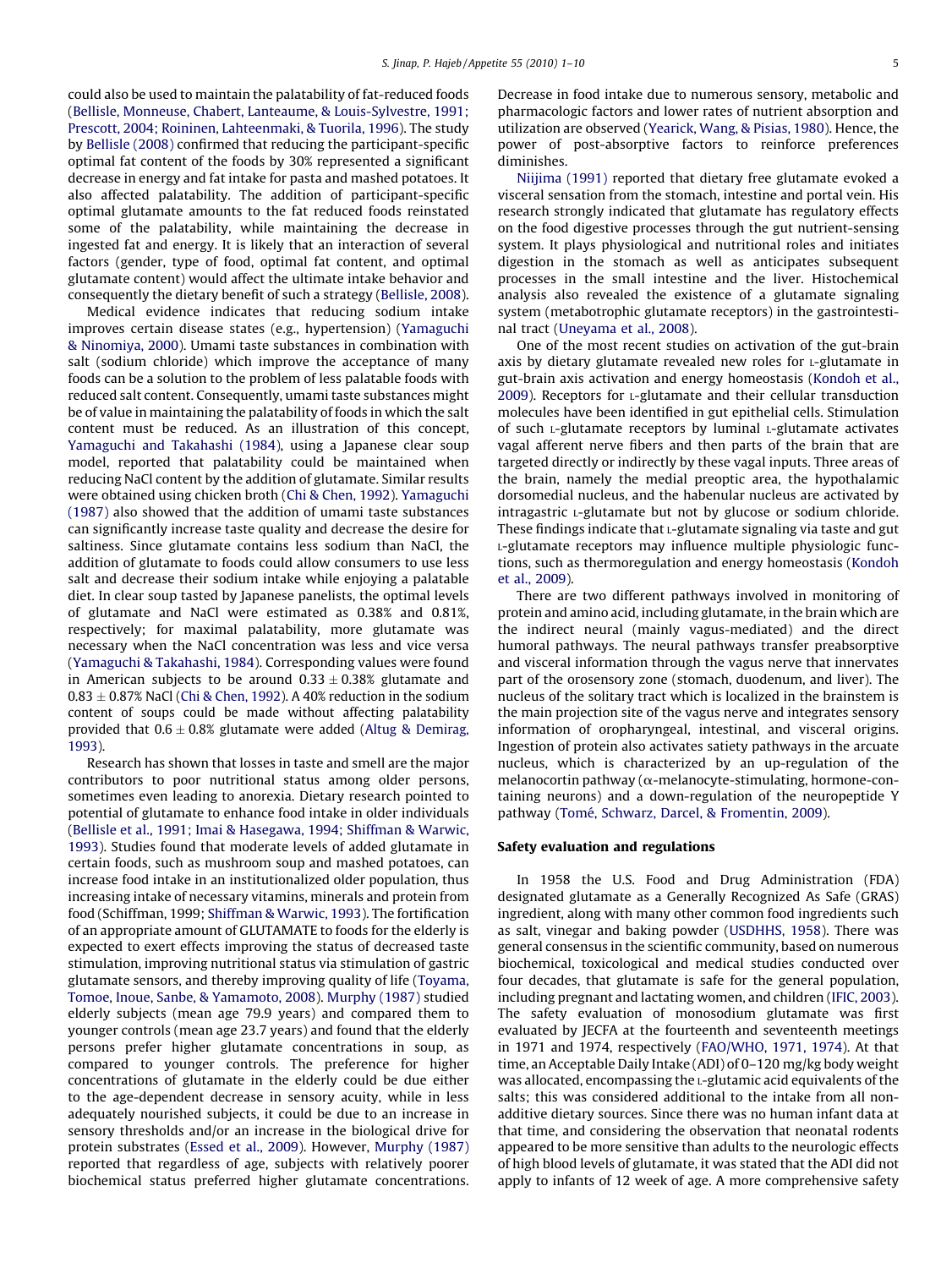could also be used to maintain the palatability of fat-reduced foods (Bellisle, Monneuse, Chabert, Lanteaume, & Louis-Sylvestre, 1991; Prescott, 2004; Roininen, Lahteenmaki, & Tuorila, 1996). The study by Bellisle (2008) confirmed that reducing the participant-specific optimal fat content of the foods by 30% represented a significant decrease in energy and fat intake for pasta and mashed potatoes. It also affected palatability. The addition of participant-specific optimal glutamate amounts to the fat reduced foods reinstated some of the palatability, while maintaining the decrease in ingested fat and energy. It is likely that an interaction of several factors (gender, type of food, optimal fat content, and optimal glutamate content) would affect the ultimate intake behavior and consequently the dietary benefit of such a strategy (Bellisle, 2008).

Medical evidence indicates that reducing sodium intake improves certain disease states (e.g., hypertension) (Yamaguchi & Ninomiya, 2000). Umami taste substances in combination with salt (sodium chloride) which improve the acceptance of many foods can be a solution to the problem of less palatable foods with reduced salt content. Consequently, umami taste substances might be of value in maintaining the palatability of foods in which the salt content must be reduced. As an illustration of this concept, Yamaguchi and Takahashi (1984), using a Japanese clear soup model, reported that palatability could be maintained when reducing NaCl content by the addition of glutamate. Similar results were obtained using chicken broth (Chi & Chen, 1992). Yamaguchi (1987) also showed that the addition of umami taste substances can significantly increase taste quality and decrease the desire for saltiness. Since glutamate contains less sodium than NaCl, the addition of glutamate to foods could allow consumers to use less salt and decrease their sodium intake while enjoying a palatable diet. In clear soup tasted by Japanese panelists, the optimal levels of glutamate and NaCl were estimated as 0.38% and 0.81%, respectively; for maximal palatability, more glutamate was necessary when the NaCl concentration was less and vice versa (Yamaguchi & Takahashi, 1984). Corresponding values were found in American subjects to be around $0.33 \pm 0.38\%$ glutamate and $0.83 \pm 0.87\%$ NaCl (Chi & Chen, 1992). A 40% reduction in the sodium content of soups could be made without affecting palatability provided that $0.6 \pm 0.8\%$ glutamate were added (Altug & Demirag, 1993).

Research has shown that losses in taste and smell are the major contributors to poor nutritional status among older persons, sometimes even leading to anorexia. Dietary research pointed to potential of glutamate to enhance food intake in older individuals (Bellisle et al., 1991; Imai & Hasegawa, 1994; Shiffman & Warwic, 1993). Studies found that moderate levels of added glutamate in certain foods, such as mushroom soup and mashed potatoes, can increase food intake in an institutionalized older population, thus increasing intake of necessary vitamins, minerals and protein from food (Schiffman, 1999; Shiffman & Warwic, 1993). The fortification of an appropriate amount of GLUTAMATE to foods for the elderly is expected to exert effects improving the status of decreased taste stimulation, improving nutritional status via stimulation of gastric glutamate sensors, and thereby improving quality of life (Toyama, Tomoe, Inoue, Sanbe, & Yamamoto, 2008). Murphy (1987) studied elderly subjects (mean age 79.9 years) and compared them to younger controls (mean age 23.7 years) and found that the elderly persons prefer higher glutamate concentrations in soup, as compared to younger controls. The preference for higher concentrations of glutamate in the elderly could be due either to the age-dependent decrease in sensory acuity, while in less adequately nourished subjects, it could be due to an increase in sensory thresholds and/or an increase in the biological drive for protein substrates (Essed et al., 2009). However, Murphy (1987) reported that regardless of age, subjects with relatively poorer biochemical status preferred higher glutamate concentrations. Decrease in food intake due to numerous sensory, metabolic and pharmacologic factors and lower rates of nutrient absorption and utilization are observed (Yearick, Wang, & Pisias, 1980). Hence, the power of post-absorptive factors to reinforce preferences diminishes.

Niijima (1991) reported that dietary free glutamate evoked a visceral sensation from the stomach, intestine and portal vein. His research strongly indicated that glutamate has regulatory effects on the food digestive processes through the gut nutrient-sensing system. It plays physiological and nutritional roles and initiates digestion in the stomach as well as anticipates subsequent processes in the small intestine and the liver. Histochemical analysis also revealed the existence of a glutamate signaling system (metabotrophic glutamate receptors) in the gastrointestinal tract (Uneyama et al., 2008).

One of the most recent studies on activation of the gut-brain axis by dietary glutamate revealed new roles for L-glutamate in gut-brain axis activation and energy homeostasis (Kondoh et al., 2009). Receptors for L-glutamate and their cellular transduction molecules have been identified in gut epithelial cells. Stimulation of such L-glutamate receptors by luminal L-glutamate activates vagal afferent nerve fibers and then parts of the brain that are targeted directly or indirectly by these vagal inputs. Three areas of the brain, namely the medial preoptic area, the hypothalamic dorsomedial nucleus, and the habenular nucleus are activated by intragastric L-glutamate but not by glucose or sodium chloride. These findings indicate that L-glutamate signaling via taste and gut L-glutamate receptors may influence multiple physiologic functions, such as thermoregulation and energy homeostasis (Kondoh et al., 2009).

There are two different pathways involved in monitoring of protein and amino acid, including glutamate, in the brain which are the indirect neural (mainly vagus-mediated) and the direct humoral pathways. The neural pathways transfer preabsorptive and visceral information through the vagus nerve that innervates part of the orosensory zone (stomach, duodenum, and liver). The nucleus of the solitary tract which is localized in the brainstem is the main projection site of the vagus nerve and integrates sensory information of oropharyngeal, intestinal, and visceral origins. Ingestion of protein also activates satiety pathways in the arcuate nucleus, which is characterized by an up-regulation of the melanocortin pathway (α-melanocyte-stimulating, hormone-containing neurons) and a down-regulation of the neuropeptide Y pathway (Tomé, Schwarz, Darcel, & Fromentin, 2009).

## Safety evaluation and regulations

In 1958 the U.S. Food and Drug Administration (FDA) designated glutamate as a Generally Recognized As Safe (GRAS) ingredient, along with many other common food ingredients such as salt, vinegar and baking powder (USDHHS, 1958). There was general consensus in the scientific community, based on numerous biochemical, toxicological and medical studies conducted over four decades, that glutamate is safe for the general population, including pregnant and lactating women, and children (IFIC, 2003). The safety evaluation of monosodium glutamate was first evaluated by JECFA at the fourteenth and seventeenth meetings in 1971 and 1974, respectively (FAO/WHO, 1971, 1974). At that time, an Acceptable Daily Intake (ADI) of 0–120 mg/kg body weight was allocated, encompassing the L-glutamic acid equivalents of the salts; this was considered additional to the intake from all non-additive dietary sources. Since there was no human infant data at that time, and considering the observation that neonatal rodents appeared to be more sensitive than adults to the neurologic effects of high blood levels of glutamate, it was stated that the ADI did not apply to infants of 12 week of age. A more comprehensive safety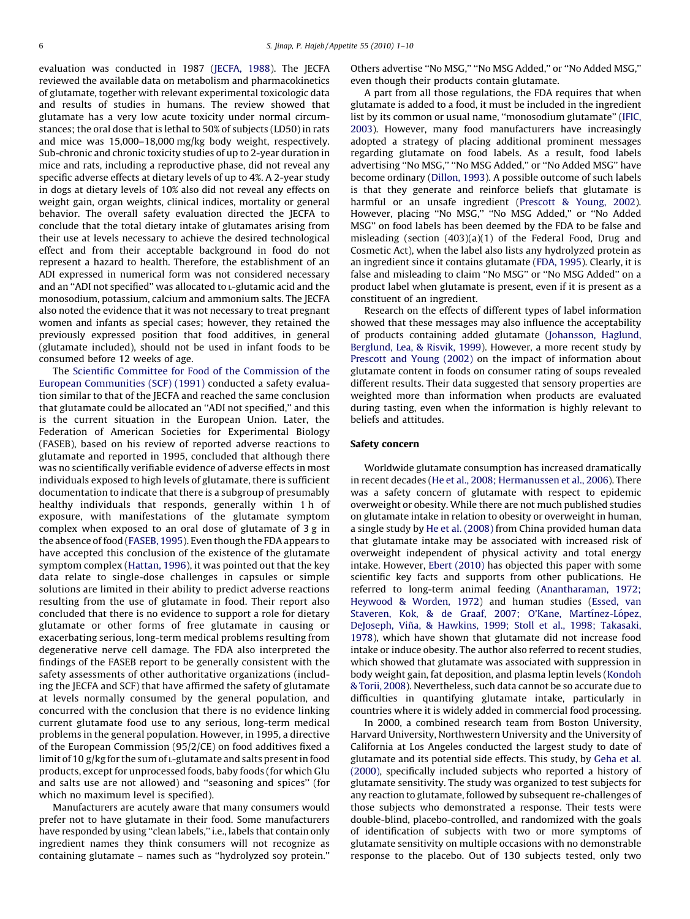evaluation was conducted in 1987 (JECFA, 1988). The JECFA reviewed the available data on metabolism and pharmacokinetics of glutamate, together with relevant experimental toxicologic data and results of studies in humans. The review showed that glutamate has a very low acute toxicity under normal circumstances; the oral dose that is lethal to 50% of subjects (LD50) in rats and mice was 15,000–18,000 mg/kg body weight, respectively. Sub-chronic and chronic toxicity studies of up to 2-year duration in mice and rats, including a reproductive phase, did not reveal any specific adverse effects at dietary levels of up to 4%. A 2-year study in dogs at dietary levels of 10% also did not reveal any effects on weight gain, organ weights, clinical indices, mortality or general behavior. The overall safety evaluation directed the JECFA to conclude that the total dietary intake of glutamates arising from their use at levels necessary to achieve the desired technological effect and from their acceptable background in food do not represent a hazard to health. Therefore, the establishment of an ADI expressed in numerical form was not considered necessary and an ''ADI not specified'' was allocated to L-glutamic acid and the monosodium, potassium, calcium and ammonium salts. The JECFA also noted the evidence that it was not necessary to treat pregnant women and infants as special cases; however, they retained the previously expressed position that food additives, in general (glutamate included), should not be used in infant foods to be consumed before 12 weeks of age.

The Scientific Committee for Food of the Commission of the European Communities (SCF) (1991) conducted a safety evaluation similar to that of the JECFA and reached the same conclusion that glutamate could be allocated an ''ADI not specified,'' and this is the current situation in the European Union. Later, the Federation of American Societies for Experimental Biology (FASEB), based on his review of reported adverse reactions to glutamate and reported in 1995, concluded that although there was no scientifically verifiable evidence of adverse effects in most individuals exposed to high levels of glutamate, there is sufficient documentation to indicate that there is a subgroup of presumably healthy individuals that responds, generally within 1 h of exposure, with manifestations of the glutamate symptom complex when exposed to an oral dose of glutamate of 3 g in the absence of food (FASEB, 1995). Even though the FDA appears to have accepted this conclusion of the existence of the glutamate symptom complex (Hattan, 1996), it was pointed out that the key data relate to single-dose challenges in capsules or simple solutions are limited in their ability to predict adverse reactions resulting from the use of glutamate in food. Their report also concluded that there is no evidence to support a role for dietary glutamate or other forms of free glutamate in causing or exacerbating serious, long-term medical problems resulting from degenerative nerve cell damage. The FDA also interpreted the findings of the FASEB report to be generally consistent with the safety assessments of other authoritative organizations (including the JECFA and SCF) that have affirmed the safety of glutamate at levels normally consumed by the general population, and concurred with the conclusion that there is no evidence linking current glutamate food use to any serious, long-term medical problems in the general population. However, in 1995, a directive of the European Commission (95/2/CE) on food additives fixed a limit of 10 g/kg for the sum of L-glutamate and salts present in food products, except for unprocessed foods, baby foods (for which Glu and salts use are not allowed) and ''seasoning and spices'' (for which no maximum level is specified).

Manufacturers are acutely aware that many consumers would prefer not to have glutamate in their food. Some manufacturers have responded by using ''clean labels,'' i.e., labels that contain only ingredient names they think consumers will not recognize as containing glutamate – names such as ''hydrolyzed soy protein.'' Others advertise ''No MSG,'' ''No MSG Added,'' or ''No Added MSG,'' even though their products contain glutamate.

A part from all those regulations, the FDA requires that when glutamate is added to a food, it must be included in the ingredient list by its common or usual name, ''monosodium glutamate'' (IFIC, 2003). However, many food manufacturers have increasingly adopted a strategy of placing additional prominent messages regarding glutamate on food labels. As a result, food labels advertising ''No MSG,'' ''No MSG Added,'' or ''No Added MSG'' have become ordinary (Dillon, 1993). A possible outcome of such labels is that they generate and reinforce beliefs that glutamate is harmful or an unsafe ingredient (Prescott & Young, 2002). However, placing ''No MSG,'' ''No MSG Added,'' or ''No Added MSG'' on food labels has been deemed by the FDA to be false and misleading (section (403)(a)(1) of the Federal Food, Drug and Cosmetic Act), when the label also lists any hydrolyzed protein as an ingredient since it contains glutamate (FDA, 1995). Clearly, it is false and misleading to claim ''No MSG'' or ''No MSG Added'' on a product label when glutamate is present, even if it is present as a constituent of an ingredient.

Research on the effects of different types of label information showed that these messages may also influence the acceptability of products containing added glutamate (Johansson, Haglund, Berglund, Lea, & Risvik, 1999). However, a more recent study by Prescott and Young (2002) on the impact of information about glutamate content in foods on consumer rating of soups revealed different results. Their data suggested that sensory properties are weighted more than information when products are evaluated during tasting, even when the information is highly relevant to beliefs and attitudes.

## Safety concern

Worldwide glutamate consumption has increased dramatically in recent decades (He et al., 2008; Hermanussen et al., 2006). There was a safety concern of glutamate with respect to epidemic overweight or obesity. While there are not much published studies on glutamate intake in relation to obesity or overweight in human, a single study by He et al. (2008) from China provided human data that glutamate intake may be associated with increased risk of overweight independent of physical activity and total energy intake. However, Ebert (2010) has objected this paper with some scientific key facts and supports from other publications. He referred to long-term animal feeding (Anantharaman, 1972; Heywood & Worden, 1972) and human studies (Essed, van Staveren, Kok, & de Graaf, 2007; O'Kane, Martínez-López, DeJoseph, Viña, & Hawkins, 1999; Stoll et al., 1998; Takasaki, 1978), which have shown that glutamate did not increase food intake or induce obesity. The author also referred to recent studies, which showed that glutamate was associated with suppression in body weight gain, fat deposition, and plasma leptin levels (Kondoh & Torii, 2008). Nevertheless, such data cannot be so accurate due to difficulties in quantifying glutamate intake, particularly in countries where it is widely added in commercial food processing.

In 2000, a combined research team from Boston University, Harvard University, Northwestern University and the University of California at Los Angeles conducted the largest study to date of glutamate and its potential side effects. This study, by Geha et al. (2000), specifically included subjects who reported a history of glutamate sensitivity. The study was organized to test subjects for any reaction to glutamate, followed by subsequent re-challenges of those subjects who demonstrated a response. Their tests were double-blind, placebo-controlled, and randomized with the goals of identification of subjects with two or more symptoms of glutamate sensitivity on multiple occasions with no demonstrable response to the placebo. Out of 130 subjects tested, only two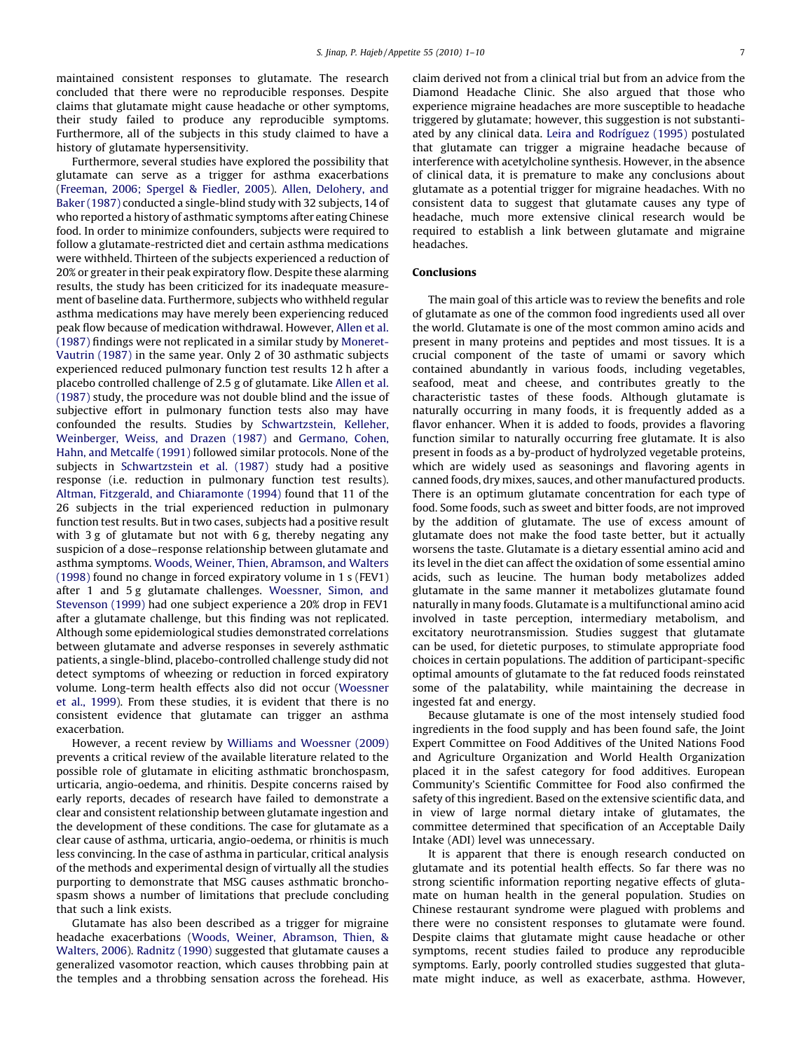maintained consistent responses to glutamate. The research concluded that there were no reproducible responses. Despite claims that glutamate might cause headache or other symptoms, their study failed to produce any reproducible symptoms. Furthermore, all of the subjects in this study claimed to have a history of glutamate hypersensitivity.

Furthermore, several studies have explored the possibility that glutamate can serve as a trigger for asthma exacerbations (Freeman, 2006; Spergel & Fiedler, 2005). Allen, Delohery, and Baker (1987) conducted a single-blind study with 32 subjects, 14 of who reported a history of asthmatic symptoms after eating Chinese food. In order to minimize confounders, subjects were required to follow a glutamate-restricted diet and certain asthma medications were withheld. Thirteen of the subjects experienced a reduction of 20% or greater in their peak expiratory flow. Despite these alarming results, the study has been criticized for its inadequate measurement of baseline data. Furthermore, subjects who withheld regular asthma medications may have merely been experiencing reduced peak flow because of medication withdrawal. However, Allen et al. (1987) findings were not replicated in a similar study by Moneret-Vautrin (1987) in the same year. Only 2 of 30 asthmatic subjects experienced reduced pulmonary function test results 12 h after a placebo controlled challenge of 2.5 g of glutamate. Like Allen et al. (1987) study, the procedure was not double blind and the issue of subjective effort in pulmonary function tests also may have confounded the results. Studies by Schwartzstein, Kelleher, Weinberger, Weiss, and Drazen (1987) and Germano, Cohen, Hahn, and Metcalfe (1991) followed similar protocols. None of the subjects in Schwartzstein et al. (1987) study had a positive response (i.e. reduction in pulmonary function test results). Altman, Fitzgerald, and Chiaramonte (1994) found that 11 of the 26 subjects in the trial experienced reduction in pulmonary function test results. But in two cases, subjects had a positive result with 3 g of glutamate but not with 6 g, thereby negating any suspicion of a dose–response relationship between glutamate and asthma symptoms. Woods, Weiner, Thien, Abramson, and Walters (1998) found no change in forced expiratory volume in 1 s (FEV1) after 1 and 5 g glutamate challenges. Woessner, Simon, and Stevenson (1999) had one subject experience a 20% drop in FEV1 after a glutamate challenge, but this finding was not replicated. Although some epidemiological studies demonstrated correlations between glutamate and adverse responses in severely asthmatic patients, a single-blind, placebo-controlled challenge study did not detect symptoms of wheezing or reduction in forced expiratory volume. Long-term health effects also did not occur (Woessner et al., 1999). From these studies, it is evident that there is no consistent evidence that glutamate can trigger an asthma exacerbation.

However, a recent review by Williams and Woessner (2009) prevents a critical review of the available literature related to the possible role of glutamate in eliciting asthmatic bronchospasm, urticaria, angio-oedema, and rhinitis. Despite concerns raised by early reports, decades of research have failed to demonstrate a clear and consistent relationship between glutamate ingestion and the development of these conditions. The case for glutamate as a clear cause of asthma, urticaria, angio-oedema, or rhinitis is much less convincing. In the case of asthma in particular, critical analysis of the methods and experimental design of virtually all the studies purporting to demonstrate that MSG causes asthmatic bronchospasm shows a number of limitations that preclude concluding that such a link exists.

Glutamate has also been described as a trigger for migraine headache exacerbations (Woods, Weiner, Abramson, Thien, & Walters, 2006). Radnitz (1990) suggested that glutamate causes a generalized vasomotor reaction, which causes throbbing pain at the temples and a throbbing sensation across the forehead. His claim derived not from a clinical trial but from an advice from the Diamond Headache Clinic. She also argued that those who experience migraine headaches are more susceptible to headache triggered by glutamate; however, this suggestion is not substantiated by any clinical data. Leira and Rodríguez (1995) postulated that glutamate can trigger a migraine headache because of interference with acetylcholine synthesis. However, in the absence of clinical data, it is premature to make any conclusions about glutamate as a potential trigger for migraine headaches. With no consistent data to suggest that glutamate causes any type of headache, much more extensive clinical research would be required to establish a link between glutamate and migraine headaches.

## Conclusions

The main goal of this article was to review the benefits and role of glutamate as one of the common food ingredients used all over the world. Glutamate is one of the most common amino acids and present in many proteins and peptides and most tissues. It is a crucial component of the taste of umami or savory which contained abundantly in various foods, including vegetables, seafood, meat and cheese, and contributes greatly to the characteristic tastes of these foods. Although glutamate is naturally occurring in many foods, it is frequently added as a flavor enhancer. When it is added to foods, provides a flavoring function similar to naturally occurring free glutamate. It is also present in foods as a by-product of hydrolyzed vegetable proteins, which are widely used as seasonings and flavoring agents in canned foods, dry mixes, sauces, and other manufactured products. There is an optimum glutamate concentration for each type of food. Some foods, such as sweet and bitter foods, are not improved by the addition of glutamate. The use of excess amount of glutamate does not make the food taste better, but it actually worsens the taste. Glutamate is a dietary essential amino acid and its level in the diet can affect the oxidation of some essential amino acids, such as leucine. The human body metabolizes added glutamate in the same manner it metabolizes glutamate found naturally in many foods. Glutamate is a multifunctional amino acid involved in taste perception, intermediary metabolism, and excitatory neurotransmission. Studies suggest that glutamate can be used, for dietetic purposes, to stimulate appropriate food choices in certain populations. The addition of participant-specific optimal amounts of glutamate to the fat reduced foods reinstated some of the palatability, while maintaining the decrease in ingested fat and energy.

Because glutamate is one of the most intensely studied food ingredients in the food supply and has been found safe, the Joint Expert Committee on Food Additives of the United Nations Food and Agriculture Organization and World Health Organization placed it in the safest category for food additives. European Community's Scientific Committee for Food also confirmed the safety of this ingredient. Based on the extensive scientific data, and in view of large normal dietary intake of glutamates, the committee determined that specification of an Acceptable Daily Intake (ADI) level was unnecessary.

It is apparent that there is enough research conducted on glutamate and its potential health effects. So far there was no strong scientific information reporting negative effects of glutamate on human health in the general population. Studies on Chinese restaurant syndrome were plagued with problems and there were no consistent responses to glutamate were found. Despite claims that glutamate might cause headache or other symptoms, recent studies failed to produce any reproducible symptoms. Early, poorly controlled studies suggested that glutamate might induce, as well as exacerbate, asthma. However,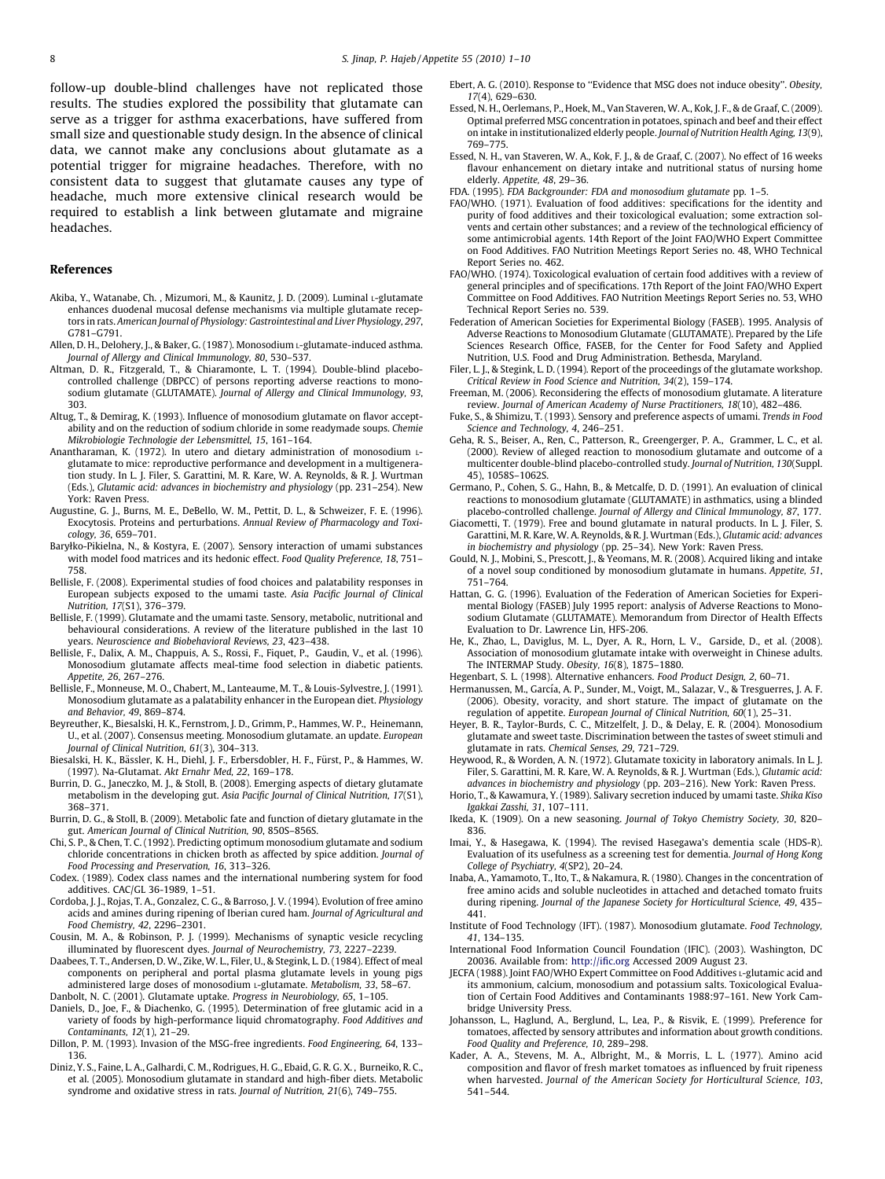follow-up double-blind challenges have not replicated those results. The studies explored the possibility that glutamate can serve as a trigger for asthma exacerbations, have suffered from small size and questionable study design. In the absence of clinical data, we cannot make any conclusions about glutamate as a potential trigger for migraine headaches. Therefore, with no consistent data to suggest that glutamate causes any type of headache, much more extensive clinical research would be required to establish a link between glutamate and migraine headaches.

## References

Akiba, Y., Watanabe, Ch. , Mizumori, M., & Kaunitz, J. D. (2009). Luminal L-glutamate enhances duodenal mucosal defense mechanisms via multiple glutamate receptors in rats. *American Journal of Physiology: Gastrointestinal and Liver Physiology, 297*, G781–G791.

Allen, D. H., Delohery, J., & Baker, G. (1987). Monosodium L-glutamate-induced asthma. *Journal of Allergy and Clinical Immunology, 80*, 530–537.

Altman, D. R., Fitzgerald, T., & Chiaramonte, L. T. (1994). Double-blind placebo-controlled challenge (DBPCC) of persons reporting adverse reactions to monosodium glutamate (GLUTAMATE). *Journal of Allergy and Clinical Immunology, 93*, 303.

Altug, T., & Demirag, K. (1993). Influence of monosodium glutamate on flavor acceptability and on the reduction of sodium chloride in some readymade soups. *Chemie Mikrobiologie Technologie der Lebensmittel, 15*, 161–164.

Anantharaman, K. (1972). In utero and dietary administration of monosodium L-glutamate to mice: reproductive performance and development in a multigeneration study. In L. J. Filer, S. Garattini, M. R. Kare, W. A. Reynolds, & R. J. Wurtman (Eds.), *Glutamic acid: advances in biochemistry and physiology* (pp. 231–254). New York: Raven Press.

Augustine, G. J., Burns, M. E., DeBello, W. M., Pettit, D. L., & Schweizer, F. E. (1996). Exocytosis. Proteins and perturbations. *Annual Review of Pharmacology and Toxicology, 36*, 659–701.

Baryłko-Pikielna, N., & Kostyra, E. (2007). Sensory interaction of umami substances with model food matrices and its hedonic effect. *Food Quality Preference, 18*, 751–758.

Bellisle, F. (2008). Experimental studies of food choices and palatability responses in European subjects exposed to the umami taste. *Asia Pacific Journal of Clinical Nutrition, 17*(S1), 376–379.

Bellisle, F. (1999). Glutamate and the umami taste. Sensory, metabolic, nutritional and behavioural considerations. A review of the literature published in the last 10 years. *Neuroscience and Biobehavioral Reviews, 23*, 423–438.

Bellisle, F., Dalix, A. M., Chappuis, A. S., Rossi, F., Fiquet, P., Gaudin, V., et al. (1996). Monosodium glutamate affects meal-time food selection in diabetic patients. *Appetite, 26*, 267–276.

Bellisle, F., Monneuse, M. O., Chabert, M., Lanteaume, M. T., & Louis-Sylvestre, J. (1991). Monosodium glutamate as a palatability enhancer in the European diet. *Physiology and Behavior, 49*, 869–874.

Beyreuther, K., Biesalski, H. K., Fernstrom, J. D., Grimm, P., Hammes, W. P., Heinemann, U., et al. (2007). Consensus meeting. Monosodium glutamate. an update. *European Journal of Clinical Nutrition, 61*(3), 304–313.

Biesalski, H. K., Bässler, K. H., Diehl, J. F., Erbersdobler, H. F., Fürst, P., & Hammes, W. (1997). Na-Glutamat. *Akt Ernahr Med, 22*, 169–178.

Burrin, D. G., Janeczko, M. J., & Stoll, B. (2008). Emerging aspects of dietary glutamate metabolism in the developing gut. *Asia Pacific Journal of Clinical Nutrition, 17*(S1), 368–371.

Burrin, D. G., & Stoll, B. (2009). Metabolic fate and function of dietary glutamate in the gut. *American Journal of Clinical Nutrition, 90*, 850S–856S.

Chi, S. P., & Chen, T. C. (1992). Predicting optimum monosodium glutamate and sodium chloride concentrations in chicken broth as affected by spice addition. *Journal of Food Processing and Preservation, 16*, 313–326.

Codex. (1989). Codex class names and the international numbering system for food additives. CAC/GL 36-1989, 1–51.

Cordoba, J. J., Rojas, T. A., Gonzalez, C. G., & Barroso, J. V. (1994). Evolution of free amino acids and amines during ripening of Iberian cured ham. *Journal of Agricultural and Food Chemistry, 42*, 2296–2301.

Cousin, M. A., & Robinson, P. J. (1999). Mechanisms of synaptic vesicle recycling illuminated by fluorescent dyes. *Journal of Neurochemistry, 73*, 2227–2239.

Daabees, T. T., Andersen, D. W., Zike, W. L., Filer, U., & Stegink, L. D. (1984). Effect of meal components on peripheral and portal plasma glutamate levels in young pigs administered large doses of monosodium L-glutamate. *Metabolism, 33*, 58–67.

Danbolt, N. C. (2001). Glutamate uptake. *Progress in Neurobiology, 65*, 1–105.

Daniels, D., Joe, F., & Diachenko, G. (1995). Determination of free glutamic acid in a variety of foods by high-performance liquid chromatography. *Food Additives and Contaminants, 12*(1), 21–29.

Dillon, P. M. (1993). Invasion of the MSG-free ingredients. *Food Engineering, 64*, 133–136.

Diniz, Y. S., Faine, L. A., Galhardi, C. M., Rodrigues, H. G., Ebaid, G. R. G. X. , Burneiko, R. C., et al. (2005). Monosodium glutamate in standard and high-fiber diets. Metabolic syndrome and oxidative stress in rats. *Journal of Nutrition, 21*(6), 749–755.

Ebert, A. G. (2010). Response to ''Evidence that MSG does not induce obesity''. *Obesity, 17*(4), 629–630.

Essed, N. H., Oerlemans, P., Hoek, M., Van Staveren, W. A., Kok, J. F., & de Graaf, C. (2009). Optimal preferred MSG concentration in potatoes, spinach and beef and their effect on intake in institutionalized elderly people. *Journal of Nutrition Health Aging, 13*(9), 769–775.

Essed, N. H., van Staveren, W. A., Kok, F. J., & de Graaf, C. (2007). No effect of 16 weeks flavour enhancement on dietary intake and nutritional status of nursing home elderly. *Appetite, 48*, 29–36.

FDA. (1995). *FDA Backgrounder: FDA and monosodium glutamate* pp. 1–5.

FAO/WHO. (1971). Evaluation of food additives: specifications for the identity and purity of food additives and their toxicological evaluation; some extraction solvents and certain other substances; and a review of the technological efficiency of some antimicrobial agents. 14th Report of the Joint FAO/WHO Expert Committee on Food Additives. FAO Nutrition Meetings Report Series no. 48, WHO Technical Report Series no. 462.

FAO/WHO. (1974). Toxicological evaluation of certain food additives with a review of general principles and of specifications. 17th Report of the Joint FAO/WHO Expert Committee on Food Additives. FAO Nutrition Meetings Report Series no. 53, WHO Technical Report Series no. 539.

Federation of American Societies for Experimental Biology (FASEB). 1995. Analysis of Adverse Reactions to Monosodium Glutamate (GLUTAMATE). Prepared by the Life Sciences Research Office, FASEB, for the Center for Food Safety and Applied Nutrition, U.S. Food and Drug Administration. Bethesda, Maryland.

Filer, L. J., & Stegink, L. D. (1994). Report of the proceedings of the glutamate workshop. *Critical Review in Food Science and Nutrition, 34*(2), 159–174.

Freeman, M. (2006). Reconsidering the effects of monosodium glutamate. A literature review. *Journal of American Academy of Nurse Practitioners, 18*(10), 482–486.

Fuke, S., & Shimizu, T. (1993). Sensory and preference aspects of umami. *Trends in Food Science and Technology, 4*, 246–251.

Geha, R. S., Beiser, A., Ren, C., Patterson, R., Greengerger, P. A., Grammer, L. C., et al. (2000). Review of alleged reaction to monosodium glutamate and outcome of a multicenter double-blind placebo-controlled study. *Journal of Nutrition, 130*(Suppl. 45), 1058S–1062S.

Germano, P., Cohen, S. G., Hahn, B., & Metcalfe, D. D. (1991). An evaluation of clinical reactions to monosodium glutamate (GLUTAMATE) in asthmatics, using a blinded placebo-controlled challenge. *Journal of Allergy and Clinical Immunology, 87*, 177.

Giacometti, T. (1979). Free and bound glutamate in natural products. In L. J. Filer, S. Garattini, M. R. Kare, W. A. Reynolds, & R. J. Wurtman (Eds.), *Glutamic acid: advances in biochemistry and physiology* (pp. 25–34). New York: Raven Press.

Gould, N. J., Mobini, S., Prescott, J., & Yeomans, M. R. (2008). Acquired liking and intake of a novel soup conditioned by monosodium glutamate in humans. *Appetite, 51*, 751–764.

Hattan, G. G. (1996). Evaluation of the Federation of American Societies for Experimental Biology (FASEB) July 1995 report: analysis of Adverse Reactions to Monosodium Glutamate (GLUTAMATE). Memorandum from Director of Health Effects Evaluation to Dr. Lawrence Lin, HFS-206.

He, K., Zhao, L., Daviglus, M. L., Dyer, A. R., Horn, L. V., Garside, D., et al. (2008). Association of monosodium glutamate intake with overweight in Chinese adults. The INTERMAP Study. *Obesity, 16*(8), 1875–1880.

Hegenbart, S. L. (1998). Alternative enhancers. *Food Product Design, 2*, 60–71.

Hermanussen, M., García, A. P., Sunder, M., Voigt, M., Salazar, V., & Tresguerres, J. A. F. (2006). Obesity, voracity, and short stature. The impact of glutamate on the regulation of appetite. *European Journal of Clinical Nutrition, 60*(1), 25–31.

Heyer, B. R., Taylor-Burds, C. C., Mitzelfelt, J. D., & Delay, E. R. (2004). Monosodium glutamate and sweet taste. Discrimination between the tastes of sweet stimuli and glutamate in rats. *Chemical Senses, 29*, 721–729.

Heywood, R., & Worden, A. N. (1972). Glutamate toxicity in laboratory animals. In L. J. Filer, S. Garattini, M. R. Kare, W. A. Reynolds, & R. J. Wurtman (Eds.), *Glutamic acid: advances in biochemistry and physiology* (pp. 203–216). New York: Raven Press.

Horio, T., & Kawamura, Y. (1989). Salivary secretion induced by umami taste. *Shika Kiso Igakkai Zasshi, 31*, 107–111.

Ikeda, K. (1909). On a new seasoning. *Journal of Tokyo Chemistry Society, 30*, 820–836.

Imai, Y., & Hasegawa, K. (1994). The revised Hasegawa's dementia scale (HDS-R). Evaluation of its usefulness as a screening test for dementia. *Journal of Hong Kong College of Psychiatry, 4*(SP2), 20–24.

Inaba, A., Yamamoto, T., Ito, T., & Nakamura, R. (1980). Changes in the concentration of free amino acids and soluble nucleotides in attached and detached tomato fruits during ripening. *Journal of the Japanese Society for Horticultural Science, 49*, 435–441.

Institute of Food Technology (IFT). (1987). Monosodium glutamate. *Food Technology, 41*, 134–135.

International Food Information Council Foundation (IFIC). (2003). Washington, DC 20036. Available from: http://ific.org Accessed 2009 August 23.

JECFA (1988). Joint FAO/WHO Expert Committee on Food Additives L-glutamic acid and its ammonium, calcium, monosodium and potassium salts. Toxicological Evaluation of Certain Food Additives and Contaminants 1988:97–161. New York Cambridge University Press.

Johansson, L., Haglund, A., Berglund, L., Lea, P., & Risvik, E. (1999). Preference for tomatoes, affected by sensory attributes and information about growth conditions. *Food Quality and Preference, 10*, 289–298.

Kader, A. A., Stevens, M. A., Albright, M., & Morris, L. L. (1977). Amino acid composition and flavor of fresh market tomatoes as influenced by fruit ripeness when harvested. *Journal of the American Society for Horticultural Science, 103*, 541–544.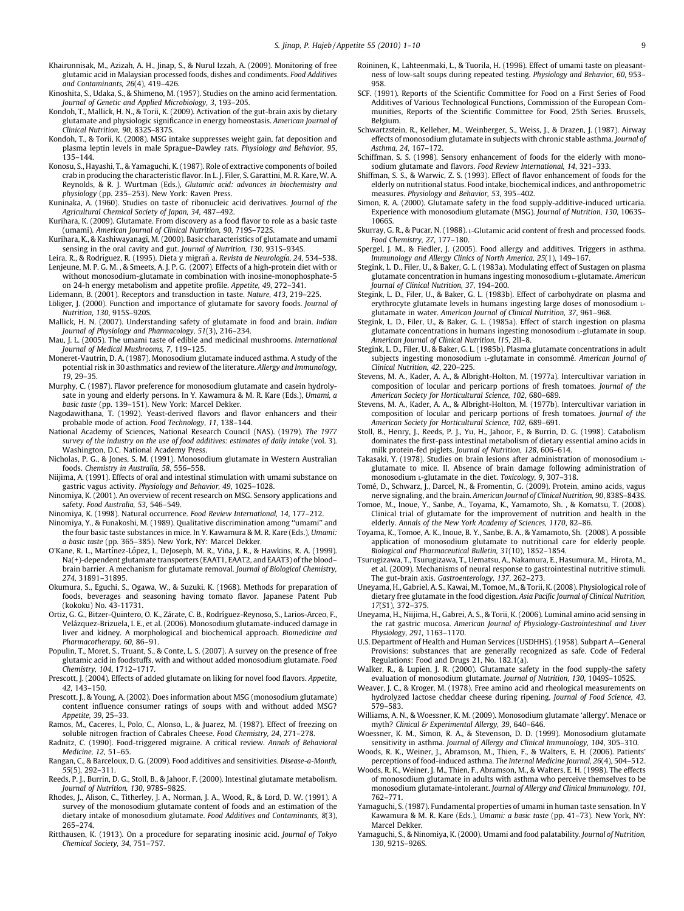Khairunnisak, M., Azizah, A. H., Jinap, S., & Nurul Izzah, A. (2009). Monitoring of free glutamic acid in Malaysian processed foods, dishes and condiments. *Food Additives and Contaminants, 26*(4), 419–426.

Kinoshita, S., Udaka, S., & Shimeno, M. (1957). Studies on the amino acid fermentation. *Journal of Genetic and Applied Microbiology, 3*, 193–205.

Kondoh, T., Mallick, H. N., & Torii, K. (2009). Activation of the gut-brain axis by dietary glutamate and physiologic significance in energy homeostasis. *American Journal of Clinical Nutrition, 90*, 832S–837S.

Kondoh, T., & Torii, K. (2008). MSG intake suppresses weight gain, fat deposition and plasma leptin levels in male Sprague–Dawley rats. *Physiology and Behavior, 95*, 135–144.

Konosu, S., Hayashi, T., & Yamaguchi, K. (1987). Role of extractive components of boiled crab in producing the characteristic flavor. In L. J. Filer, S. Garattini, M. R. Kare, W. A. Reynolds, & R. J. Wurtman (Eds.), *Glutamic acid: advances in biochemistry and physiology* (pp. 235–253). New York: Raven Press.

Kuninaka, A. (1960). Studies on taste of ribonucleic acid derivatives. *Journal of the Agricultural Chemical Society of Japan, 34*, 487–492.

Kurihara, K. (2009). Glutamate. From discovery as a food flavor to role as a basic taste (umami). *American Journal of Clinical Nutrition, 90*, 719S–722S.

Kurihara, K., & Kashiwayanagi, M. (2000). Basic characteristics of glutamate and umami sensing in the oral cavity and gut. *Journal of Nutrition, 130*, 931S–934S.

Leira, R., & Rodríguez, R. (1995). Dieta y migrañ a. *Revista de Neurología, 24*, 534–538.

Lenjeune, M. P. G. M. , & Smeets, A. J. P. G. (2007). Effects of a high-protein diet with or without monosodium-glutamate in combination with inosine-monophosphate-5 on 24-h energy metabolism and appetite profile. *Appetite, 49*, 272–341.

Lidemann, B. (2001). Receptors and transduction in taste. *Nature, 413*, 219–225.

Löliger, J. (2000). Function and importance of glutamate for savory foods. *Journal of Nutrition, 130*, 915S–920S.

Mallick, H. N. (2007). Understanding safety of glutamate in food and brain. *Indian Journal of Physiology and Pharmacology, 51*(3), 216–234.

Mau, J. L. (2005). The umami taste of edible and medicinal mushrooms. *International Journal of Medical Mushrooms, 7*, 119–125.

Moneret-Vautrin, D. A. (1987). Monosodium glutamate induced asthma. A study of the potential risk in 30 asthmatics and review of the literature. *Allergy and Immunology, 19*, 29–35.

Murphy, C. (1987). Flavor preference for monosodium glutamate and casein hydrolysate in young and elderly persons. In Y. Kawamura & M. R. Kare (Eds.), *Umami, a basic taste* (pp. 139–151). New York: Marcel Dekker.

Nagodawithana, T. (1992). Yeast-derived flavors and flavor enhancers and their probable mode of action. *Food Technology, 11*, 138–144.

National Academy of Sciences, National Research Council (NAS). (1979). *The 1977 survey of the industry on the use of food additives: estimates of daily intake* (vol. 3). Washington, D.C. National Academy Press.

Nicholas, P. G., & Jones, S. M. (1991). Monosodium glutamate in Western Australian foods. *Chemistry in Australia, 58*, 556–558.

Niijima, A. (1991). Effects of oral and intestinal stimulation with umami substance on gastric vagus activity. *Physiology and Behavior, 49*, 1025–1028.

Ninomiya, K. (2001). An overview of recent research on MSG. Sensory applications and safety. *Food Australia, 53*, 546–549.

Ninomiya, K. (1998). Natural occurrence. *Food Review International, 14*, 177–212.

Ninomiya, Y., & Funakoshi, M. (1989). Qualitative discrimination among "umami" and the four basic taste substances in mice. In Y. Kawamura & M. R. Kare (Eds.), *Umami: a basic taste* (pp. 365–385). New York, NY: Marcel Dekker.

O'Kane, R. L., Martínez-López, I., DeJoseph, M. R., Viña, J. R., & Hawkins, R. A. (1999). Na(+)-dependent glutamate transporters (EAAT1, EAAT2, and EAAT3) of the blood–brain barrier. A mechanism for glutamate removal. *Journal of Biological Chemistry, 274*, 31891–31895.

Okumura, S., Eguchi, S., Ogawa, W., & Suzuki, K. (1968). Methods for preparation of foods, beverages and seasoning having tomato flavor. Japanese Patent Pub (kokoku) No. 43-11731.

Ortiz, G. G., Bitzer-Quintero, O. K., Zárate, C. B., Rodríguez-Reynoso, S., Larios-Arceo, F., Velázquez-Brizuela, I. E., et al. (2006). Monosodium glutamate-induced damage in liver and kidney. A morphological and biochemical approach. *Biomedicine and Pharmacotherapy, 60*, 86–91.

Populin, T., Moret, S., Truant, S., & Conte, L. S. (2007). A survey on the presence of free glutamic acid in foodstuffs, with and without added monosodium glutamate. *Food Chemistry, 104*, 1712–1717.

Prescott, J. (2004). Effects of added glutamate on liking for novel food flavors. *Appetite, 42*, 143–150.

Prescott, J., & Young, A. (2002). Does information about MSG (monosodium glutamate) content influence consumer ratings of soups with and without added MSG? *Appetite, 39*, 25–33.

Ramos, M., Caceres, I., Polo, C., Alonso, L., & Juarez, M. (1987). Effect of freezing on soluble nitrogen fraction of Cabrales Cheese. *Food Chemistry, 24*, 271–278.

Radnitz, C. (1990). Food-triggered migraine. A critical review. *Annals of Behavioral Medicine, 12*, 51–65.

Rangan, C., & Barceloux, D. G. (2009). Food additives and sensitivities. *Disease-a-Month, 55*(5), 292–311.

Reeds, P. J., Burrin, D. G., Stoll, B., & Jahoor, F. (2000). Intestinal glutamate metabolism. *Journal of Nutrition, 130*, 978S–982S.

Rhodes, J., Alison, C., Titherley, J. A., Norman, J. A., Wood, R., & Lord, D. W. (1991). A survey of the monosodium glutamate content of foods and an estimation of the dietary intake of monosodium glutamate. *Food Additives and Contaminants, 8*(3), 265–274.

Ritthausen, K. (1913). On a procedure for separating inosinic acid. *Journal of Tokyo Chemical Society, 34*, 751–757.

Roininen, K., Lahteenmaki, L., & Tuorila, H. (1996). Effect of umami taste on pleasantness of low-salt soups during repeated testing. *Physiology and Behavior, 60*, 953–958.

SCF. (1991). Reports of the Scientific Committee for Food on a First Series of Food Additives of Various Technological Functions, Commission of the European Communities, Reports of the Scientific Committee for Food, 25th Series. Brussels, Belgium.

Schwartzstein, R., Kelleher, M., Weinberger, S., Weiss, J., & Drazen, J. (1987). Airway effects of monosodium glutamate in subjects with chronic stable asthma. *Journal of Asthma, 24*, 167–172.

Schiffman, S. S. (1998). Sensory enhancement of foods for the elderly with monosodium glutamate and flavors. *Food Review International, 14*, 321–333.

Shiffman, S. S., & Warwic, Z. S. (1993). Effect of flavor enhancement of foods for the elderly on nutritional status. Food intake, biochemical indices, and anthropometric measures. *Physiology and Behavior, 53*, 395–402.

Simon, R. A. (2000). Glutamate safety in the food supply-additive-induced urticaria. Experience with monosodium glutamate (MSG). *Journal of Nutrition, 130*, 1063S–1066S.

Skurray, G. R., & Pucar, N. (1988). L-Glutamic acid content of fresh and processed foods. *Food Chemistry, 27*, 177–180.

Spergel, J. M., & Fiedler, J. (2005). Food allergy and additives. Triggers in asthma. *Immunology and Allergy Clinics of North America, 25*(1), 149–167.

Stegink, L. D., Filer, U., & Baker, G. L. (1983a). Modulating effect of Sustagen on plasma glutamate concentration in humans ingesting monosodium L-glutamate. *American Journal of Clinical Nutrition, 37*, 194–200.

Stegink, L. D., Filer, U., & Baker, G. L. (1983b). Effect of carbohydrate on plasma and erythrocyte glutamate levels in humans ingesting large doses of monosodium L-glutamate in water. *American Journal of Clinical Nutrition, 37*, 961–968.

Stegink, L. D., Filer, U., & Baker, G. L. (1985a). Effect of starch ingestion on plasma glutamate concentrations in humans ingesting monosodium L-glutamate in soup. *American Journal of Clinical Nutrition, l15*, 2ll–8.

Stegink, L. D., Filer, U., & Baker, G. L. (1985b). Plasma glutamate concentrations in adult subjects ingesting monosodium L-glutamate in consommé. *American Journal of Clinical Nutrition, 42*, 220–225.

Stevens, M. A., Kader, A. A., & Albright-Holton, M. (1977a). Intercultivar variation in composition of locular and pericarp portions of fresh tomatoes. *Journal of the American Society for Horticultural Science, 102*, 680–689.

Stevens, M. A., Kader, A. A., & Albright-Holton, M. (1977b). Intercultivar variation in composition of locular and pericarp portions of fresh tomatoes. *Journal of the American Society for Horticultural Science, 102*, 689–691.

Stoll, B., Henry, J., Reeds, P. J., Yu, H., Jahoor, F., & Burrin, D. G. (1998). Catabolism dominates the first-pass intestinal metabolism of dietary essential amino acids in milk protein-fed piglets. *Journal of Nutrition, 128*, 606–614.

Takasaki, Y. (1978). Studies on brain lesions after administration of monosodium L-glutamate to mice. II. Absence of brain damage following administration of monosodium L-glutamate in the diet. *Toxicology, 9*, 307–318.

Tomé, D., Schwarz, J., Darcel, N., & Fromentin, G. (2009). Protein, amino acids, vagus nerve signaling, and the brain. *American Journal of Clinical Nutrition, 90*, 838S–843S.

Tomoe, M., Inoue, Y., Sanbe, A., Toyama, K., Yamamoto, Sh. , & Komatsu, T. (2008). Clinical trial of glutamate for the improvement of nutrition and health in the elderly. *Annals of the New York Academy of Sciences, 1170*, 82–86.

Toyama, K., Tomoe, A. K., Inoue, B. Y., Sanbe, B. A., & Yamamoto, Sh. (2008). A possible application of monosodium glutamate to nutritional care for elderly people. *Biological and Pharmaceutical Bulletin, 31*(10), 1852–1854.

Tsurugizawa, T., Tsurugizawa, T., Uematsu, A., Nakamura, E., Hasumura, M., Hirota, M., et al. (2009). Mechanisms of neural response to gastrointestinal nutritive stimuli. The gut-brain axis. *Gastroenterology, 137*, 262–273.

Uneyama, H., Gabriel, A. S., Kawai, M., Tomoe, M., & Torii, K. (2008). Physiological role of dietary free glutamate in the food digestion. *Asia Pacific Journal of Clinical Nutrition, 17*(S1), 372–375.

Uneyama, H., Niijima, A., Gabrei, A. S., & Torii, K. (2006). Luminal amino acid sensing in the rat gastric mucosa. *American Journal of Physiology-Gastrointestinal and Liver Physiology, 291*, 1163–1170.

U.S. Department of Health and Human Services (USDHHS). (1958). Subpart A—General Provisions: substances that are generally recognized as safe. Code of Federal Regulations: Food and Drugs 21, No. 182.1(a).

Walker, R., & Lupien, J. R. (2000). Glutamate safety in the food supply-the safety evaluation of monosodium glutamate. *Journal of Nutrition, 130*, 1049S–1052S.

Weaver, J. C., & Kroger, M. (1978). Free amino acid and rheological measurements on hydrolyzed lactose cheddar cheese during ripening. *Journal of Food Science, 43*, 579–583.

Williams, A. N., & Woessner, K. M. (2009). Monosodium glutamate 'allergy'. Menace or myth? *Clinical & Experimental Allergy, 39*, 640–646.

Woessner, K. M., Simon, R. A., & Stevenson, D. D. (1999). Monosodium glutamate sensitivity in asthma. *Journal of Allergy and Clinical Immunology, 104*, 305–310.

Woods, R. K., Weiner, J., Abramson, M., Thien, F., & Walters, E. H. (2006). Patients' perceptions of food-induced asthma. *The Internal Medicine Journal, 26*(4), 504–512.

Woods, R. K., Weiner, J. M., Thien, F., Abramson, M., & Walters, E. H. (1998). The effects of monosodium glutamate in adults with asthma who perceive themselves to be monosodium glutamate-intolerant. *Journal of Allergy and Clinical Immunology, 101*, 762–771.

Yamaguchi, S. (1987). Fundamental properties of umami in human taste sensation. In Y Kawamura & M. R. Kare (Eds.), *Umami: a basic taste* (pp. 41–73). New York, NY: Marcel Dekker.

Yamaguchi, S., & Ninomiya, K. (2000). Umami and food palatability. *Journal of Nutrition, 130*, 921S–926S.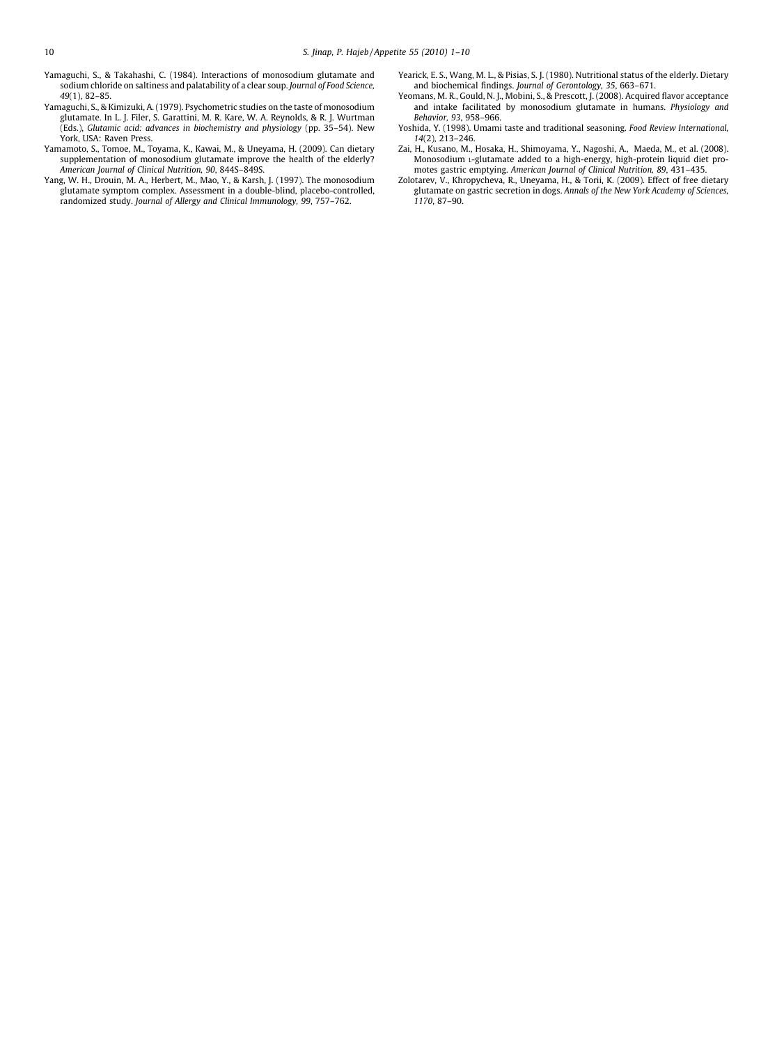Yamaguchi, S., & Takahashi, C. (1984). Interactions of monosodium glutamate and sodium chloride on saltiness and palatability of a clear soup. *Journal of Food Science, 49*(1), 82–85.

Yamaguchi, S., & Kimizuki, A. (1979). Psychometric studies on the taste of monosodium glutamate. In L. J. Filer, S. Garattini, M. R. Kare, W. A. Reynolds, & R. J. Wurtman (Eds.), *Glutamic acid: advances in biochemistry and physiology* (pp. 35–54). New York, USA: Raven Press.

Yamamoto, S., Tomoe, M., Toyama, K., Kawai, M., & Uneyama, H. (2009). Can dietary supplementation of monosodium glutamate improve the health of the elderly? *American Journal of Clinical Nutrition, 90*, 844S–849S.

Yang, W. H., Drouin, M. A., Herbert, M., Mao, Y., & Karsh, J. (1997). The monosodium glutamate symptom complex. Assessment in a double-blind, placebo-controlled, randomized study. *Journal of Allergy and Clinical Immunology, 99*, 757–762.

Yearick, E. S., Wang, M. L., & Pisias, S. J. (1980). Nutritional status of the elderly. Dietary and biochemical findings. *Journal of Gerontology, 35*, 663–671.

Yeomans, M. R., Gould, N. J., Mobini, S., & Prescott, J. (2008). Acquired flavor acceptance and intake facilitated by monosodium glutamate in humans. *Physiology and Behavior, 93*, 958–966.

Yoshida, Y. (1998). Umami taste and traditional seasoning. *Food Review International, 14*(2), 213–246.

Zai, H., Kusano, M., Hosaka, H., Shimoyama, Y., Nagoshi, A., Maeda, M., et al. (2008). Monosodium L-glutamate added to a high-energy, high-protein liquid diet promotes gastric emptying. *American Journal of Clinical Nutrition, 89*, 431–435.

Zolotarev, V., Khropycheva, R., Uneyama, H., & Torii, K. (2009). Effect of free dietary glutamate on gastric secretion in dogs. *Annals of the New York Academy of Sciences, 1170*, 87–90.